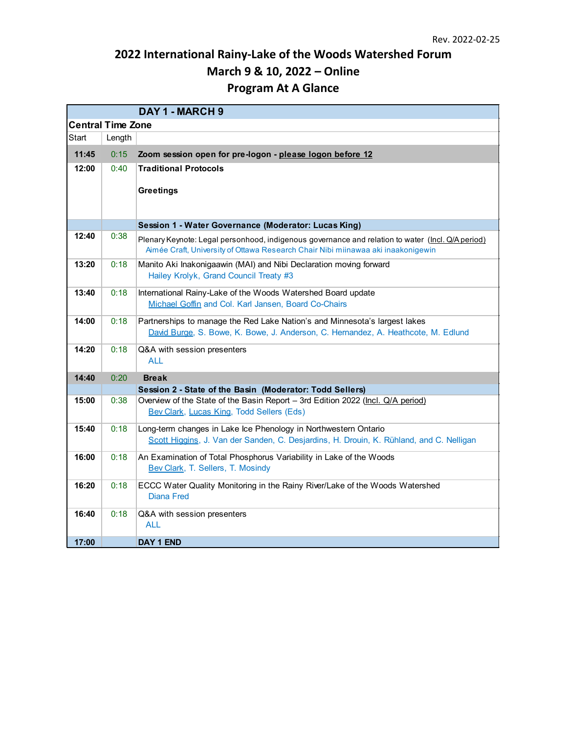Rev. 2022-02-25

# 2022 International Rainy-Lake of the Woods Watershed Forum

## March 9 & 10, 2022 – Online

## Program At A Glance

| DAY 1 - MARCH 9 | | |
|---|---|---|
| **Central Time Zone** | | |
| Start | Length | |
| **11:45** | 0:15 | **Zoom session open for pre-logon - please logon before 12** |
| **12:00** | 0:40 | **Traditional Protocols**<br><br>**Greetings** |
| | | **Session 1 - Water Governance (Moderator: Lucas King)** |
| **12:40** | 0:38 | Plenary Keynote: Legal personhood, indigenous governance and relation to water (Incl. Q/A period)<br>Aimée Craft, University of Ottawa Research Chair Nibi miinawaa aki inaakonigewin |
| **13:20** | 0:18 | Manito Aki Inakonigaawin (MAI) and Nibi Declaration moving forward<br>Hailey Krolyk, Grand Council Treaty #3 |
| **13:40** | 0:18 | International Rainy-Lake of the Woods Watershed Board update<br>Michael Goffin and Col. Karl Jansen, Board Co-Chairs |
| **14:00** | 0:18 | Partnerships to manage the Red Lake Nation's and Minnesota's largest lakes<br>David Burge, S. Bowe, K. Bowe, J. Anderson, C. Hernandez, A. Heathcote, M. Edlund |
| **14:20** | 0:18 | Q&A with session presenters<br>ALL |
| **14:40** | 0:20 | **Break** |
| | | **Session 2 - State of the Basin (Moderator: Todd Sellers)** |
| **15:00** | 0:38 | Overview of the State of the Basin Report – 3rd Edition 2022 (Incl. Q/A period)<br>Bev Clark, Lucas King, Todd Sellers (Eds) |
| **15:40** | 0:18 | Long-term changes in Lake Ice Phenology in Northwestern Ontario<br>Scott Higgins, J. Van der Sanden, C. Desjardins, H. Drouin, K. Rühland, and C. Nelligan |
| **16:00** | 0:18 | An Examination of Total Phosphorus Variability in Lake of the Woods<br>Bev Clark, T. Sellers, T. Mosindy |
| **16:20** | 0:18 | ECCC Water Quality Monitoring in the Rainy River/Lake of the Woods Watershed<br>Diana Fred |
| **16:40** | 0:18 | Q&A with session presenters<br>ALL |
| **17:00** | | **DAY 1 END** |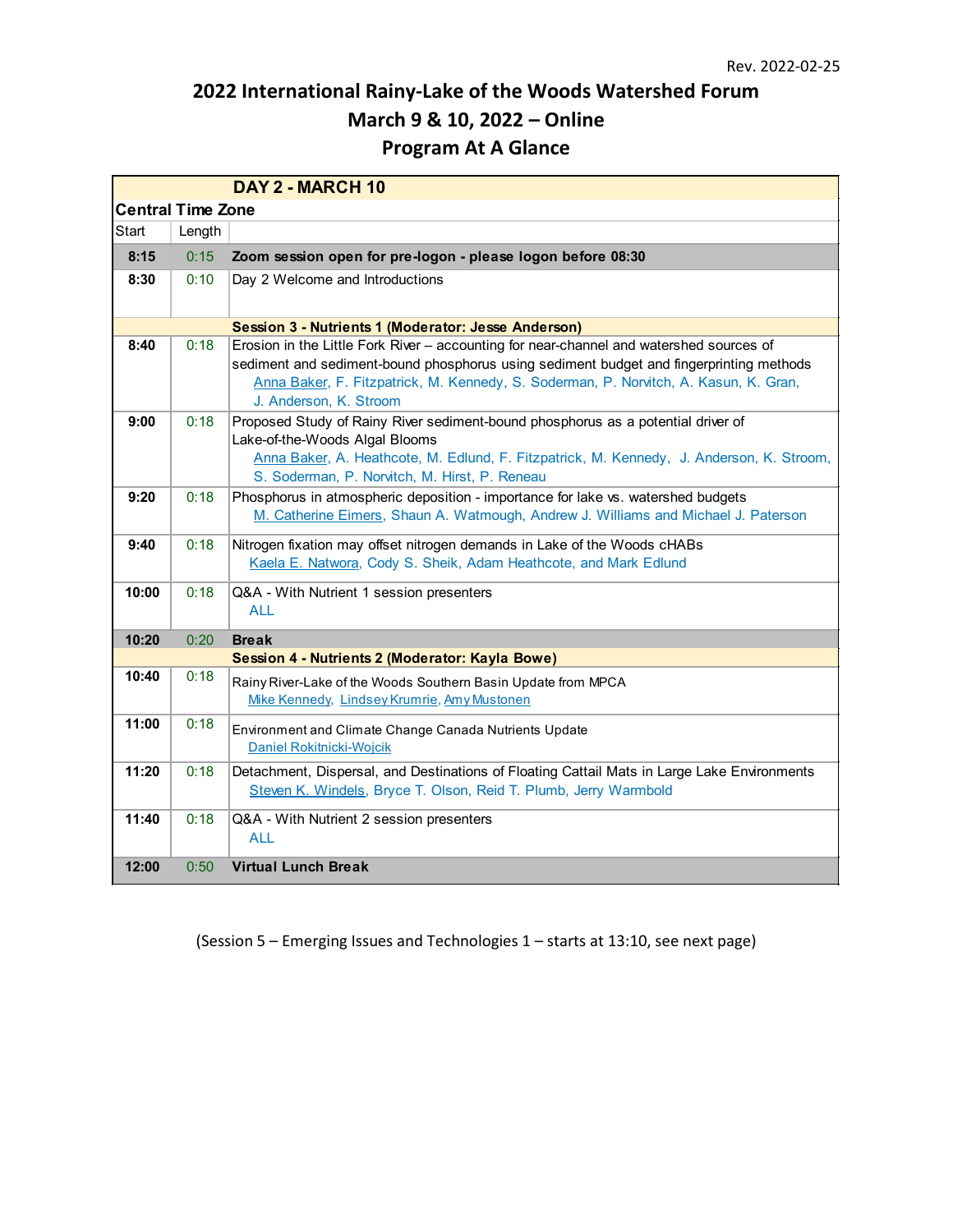Rev. 2022-02-25

# 2022 International Rainy-Lake of the Woods Watershed Forum

## March 9 & 10, 2022 – Online

## Program At A Glance

| DAY 2 - MARCH 10 | | |
|---|---|---|
| **Central Time Zone** | | |
| Start | Length | |
| **8:15** | 0:15 | **Zoom session open for pre-logon - please logon before 08:30** |
| **8:30** | 0:10 | Day 2 Welcome and Introductions |
| | | **Session 3 - Nutrients 1 (Moderator: Jesse Anderson)** |
| **8:40** | 0:18 | Erosion in the Little Fork River – accounting for near-channel and watershed sources of sediment and sediment-bound phosphorus using sediment budget and fingerprinting methods<br>Anna Baker, F. Fitzpatrick, M. Kennedy, S. Soderman, P. Norvitch, A. Kasun, K. Gran, J. Anderson, K. Stroom |
| **9:00** | 0:18 | Proposed Study of Rainy River sediment-bound phosphorus as a potential driver of Lake-of-the-Woods Algal Blooms<br>Anna Baker, A. Heathcote, M. Edlund, F. Fitzpatrick, M. Kennedy, J. Anderson, K. Stroom, S. Soderman, P. Norvitch, M. Hirst, P. Reneau |
| **9:20** | 0:18 | Phosphorus in atmospheric deposition - importance for lake vs. watershed budgets<br>M. Catherine Eimers, Shaun A. Watmough, Andrew J. Williams and Michael J. Paterson |
| **9:40** | 0:18 | Nitrogen fixation may offset nitrogen demands in Lake of the Woods cHABs<br>Kaela E. Natwora, Cody S. Sheik, Adam Heathcote, and Mark Edlund |
| **10:00** | 0:18 | Q&A - With Nutrient 1 session presenters<br>ALL |
| **10:20** | 0:20 | **Break** |
| | | **Session 4 - Nutrients 2 (Moderator: Kayla Bowe)** |
| **10:40** | 0:18 | Rainy River-Lake of the Woods Southern Basin Update from MPCA<br>Mike Kennedy, Lindsey Krumrie, Amy Mustonen |
| **11:00** | 0:18 | Environment and Climate Change Canada Nutrients Update<br>Daniel Rokitnicki-Wojcik |
| **11:20** | 0:18 | Detachment, Dispersal, and Destinations of Floating Cattail Mats in Large Lake Environments<br>Steven K. Windels, Bryce T. Olson, Reid T. Plumb, Jerry Warmbold |
| **11:40** | 0:18 | Q&A - With Nutrient 2 session presenters<br>ALL |
| **12:00** | 0:50 | **Virtual Lunch Break** |

(Session 5 – Emerging Issues and Technologies 1 – starts at 13:10, see next page)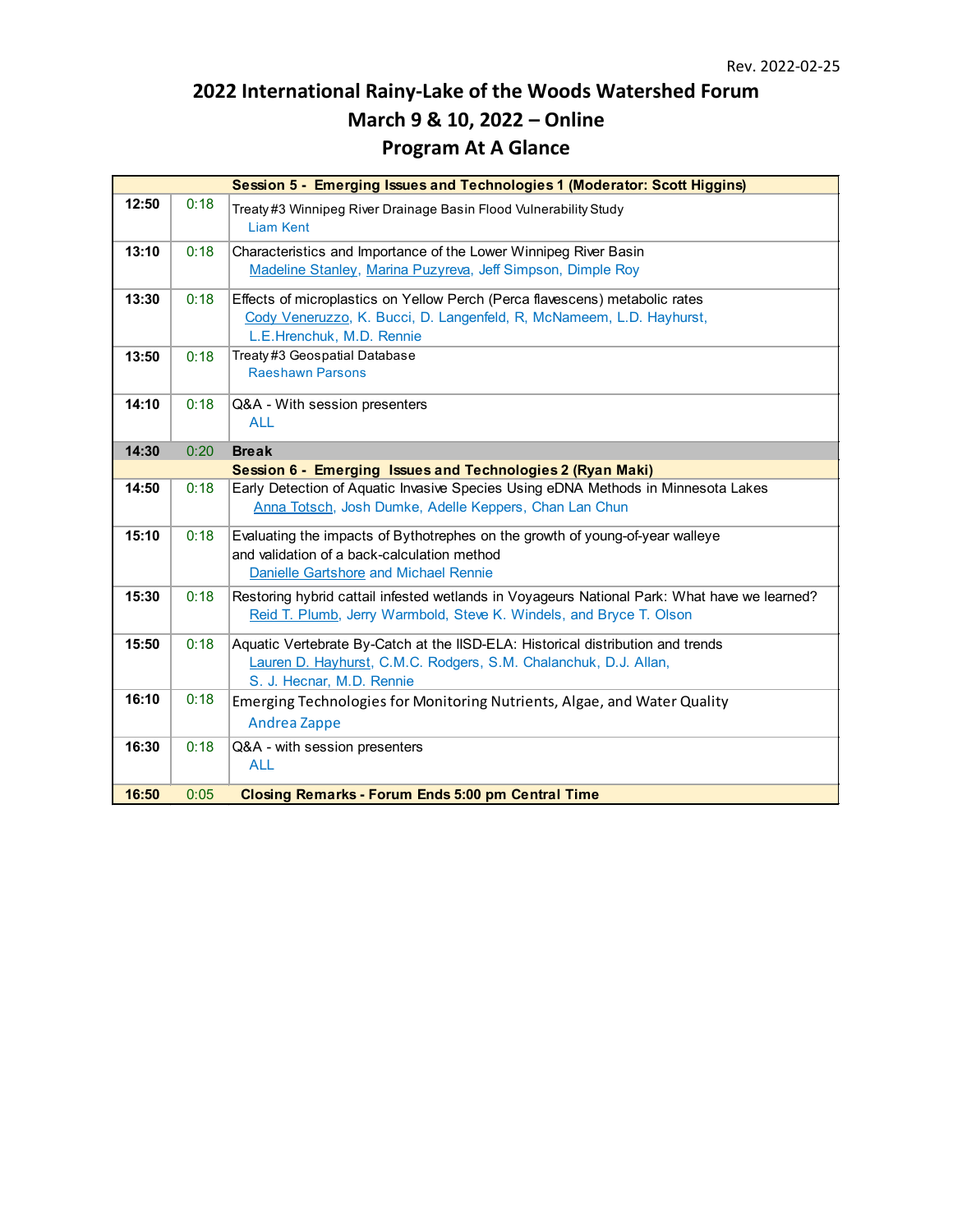Rev. 2022-02-25

# 2022 International Rainy-Lake of the Woods Watershed Forum

## March 9 & 10, 2022 – Online

## Program At A Glance

| | | |
|---|---|---|
| | | **Session 5 - Emerging Issues and Technologies 1 (Moderator: Scott Higgins)** |
| **12:50** | 0:18 | Treaty #3 Winnipeg River Drainage Basin Flood Vulnerability Study<br>Liam Kent |
| **13:10** | 0:18 | Characteristics and Importance of the Lower Winnipeg River Basin<br>Madeline Stanley, Marina Puzyreva, Jeff Simpson, Dimple Roy |
| **13:30** | 0:18 | Effects of microplastics on Yellow Perch (Perca flavescens) metabolic rates<br>Cody Veneruzzo, K. Bucci, D. Langenfeld, R, McNameem, L.D. Hayhurst, L.E.Hrenchuk, M.D. Rennie |
| **13:50** | 0:18 | Treaty #3 Geospatial Database<br>Raeshawn Parsons |
| **14:10** | 0:18 | Q&A - With session presenters<br>ALL |
| **14:30** | 0:20 | **Break** |
| | | **Session 6 - Emerging Issues and Technologies 2 (Ryan Maki)** |
| **14:50** | 0:18 | Early Detection of Aquatic Invasive Species Using eDNA Methods in Minnesota Lakes<br>Anna Totsch, Josh Dumke, Adelle Keppers, Chan Lan Chun |
| **15:10** | 0:18 | Evaluating the impacts of Bythotrephes on the growth of young-of-year walleye and validation of a back-calculation method<br>Danielle Gartshore and Michael Rennie |
| **15:30** | 0:18 | Restoring hybrid cattail infested wetlands in Voyageurs National Park: What have we learned?<br>Reid T. Plumb, Jerry Warmbold, Steve K. Windels, and Bryce T. Olson |
| **15:50** | 0:18 | Aquatic Vertebrate By-Catch at the IISD-ELA: Historical distribution and trends<br>Lauren D. Hayhurst, C.M.C. Rodgers, S.M. Chalanchuk, D.J. Allan, S. J. Hecnar, M.D. Rennie |
| **16:10** | 0:18 | Emerging Technologies for Monitoring Nutrients, Algae, and Water Quality<br>Andrea Zappe |
| **16:30** | 0:18 | Q&A - with session presenters<br>ALL |
| **16:50** | 0:05 | **Closing Remarks - Forum Ends 5:00 pm Central Time** |